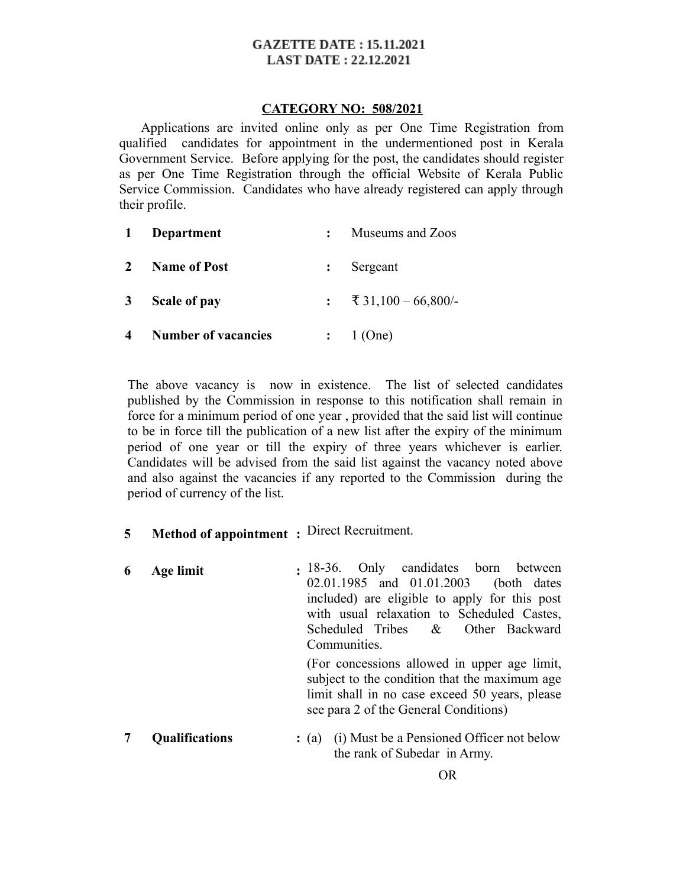**GAZETTE DATE : 15.11.2021**
**LAST DATE : 22.12.2021**

## CATEGORY NO: 508/2021

Applications are invited online only as per One Time Registration from qualified candidates for appointment in the undermentioned post in Kerala Government Service. Before applying for the post, the candidates should register as per One Time Registration through the official Website of Kerala Public Service Commission. Candidates who have already registered can apply through their profile.

| | | | |
|---|---|---|---|
| 1 | **Department** | : | Museums and Zoos |
| 2 | **Name of Post** | : | Sergeant |
| 3 | **Scale of pay** | : | ₹ 31,100 – 66,800/- |
| 4 | **Number of vacancies** | : | 1 (One) |

The above vacancy is now in existence. The list of selected candidates published by the Commission in response to this notification shall remain in force for a minimum period of one year , provided that the said list will continue to be in force till the publication of a new list after the expiry of the minimum period of one year or till the expiry of three years whichever is earlier. Candidates will be advised from the said list against the vacancy noted above and also against the vacancies if any reported to the Commission during the period of currency of the list.

**5 Method of appointment :** Direct Recruitment.

**6 Age limit :** 18-36. Only candidates born between 02.01.1985 and 01.01.2003 (both dates included) are eligible to apply for this post with usual relaxation to Scheduled Castes, Scheduled Tribes & Other Backward Communities.

(For concessions allowed in upper age limit, subject to the condition that the maximum age limit shall in no case exceed 50 years, please see para 2 of the General Conditions)

**7 Qualifications :** (a) (i) Must be a Pensioned Officer not below the rank of Subedar in Army.

OR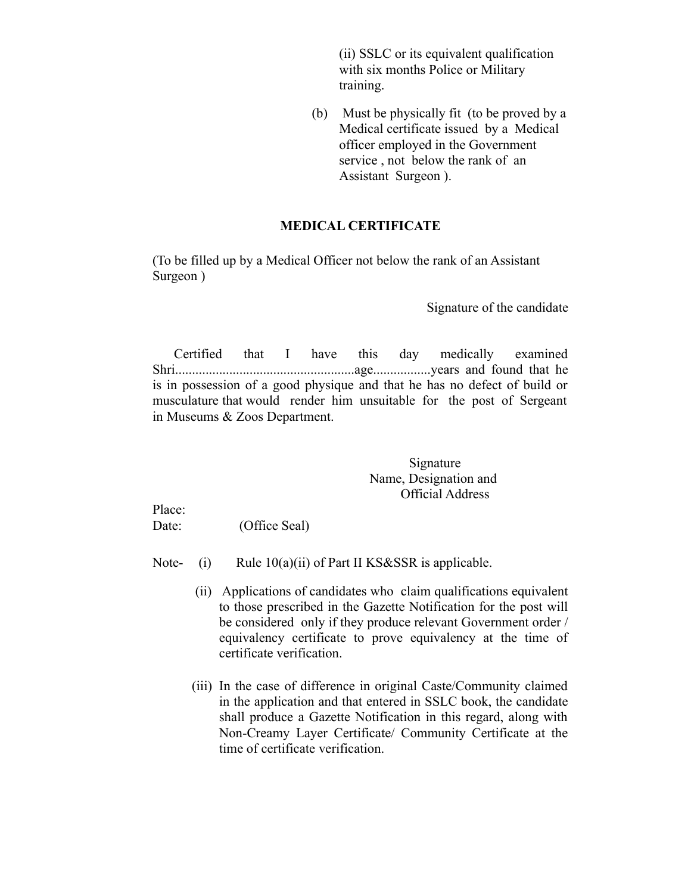(ii) SSLC or its equivalent qualification with six months Police or Military training.

(b) Must be physically fit (to be proved by a Medical certificate issued by a Medical officer employed in the Government service , not below the rank of an Assistant Surgeon ).

## MEDICAL CERTIFICATE

(To be filled up by a Medical Officer not below the rank of an Assistant Surgeon )

Signature of the candidate

Certified that I have this day medically examined Shri.....................................................age.................years and found that he is in possession of a good physique and that he has no defect of build or musculature that would render him unsuitable for the post of Sergeant in Museums & Zoos Department.

Signature
Name, Designation and
Official Address

Place:
Date: (Office Seal)

Note-
(i) Rule 10(a)(ii) of Part II KS&SSR is applicable.

(ii) Applications of candidates who claim qualifications equivalent to those prescribed in the Gazette Notification for the post will be considered only if they produce relevant Government order / equivalency certificate to prove equivalency at the time of certificate verification.

(iii) In the case of difference in original Caste/Community claimed in the application and that entered in SSLC book, the candidate shall produce a Gazette Notification in this regard, along with Non-Creamy Layer Certificate/ Community Certificate at the time of certificate verification.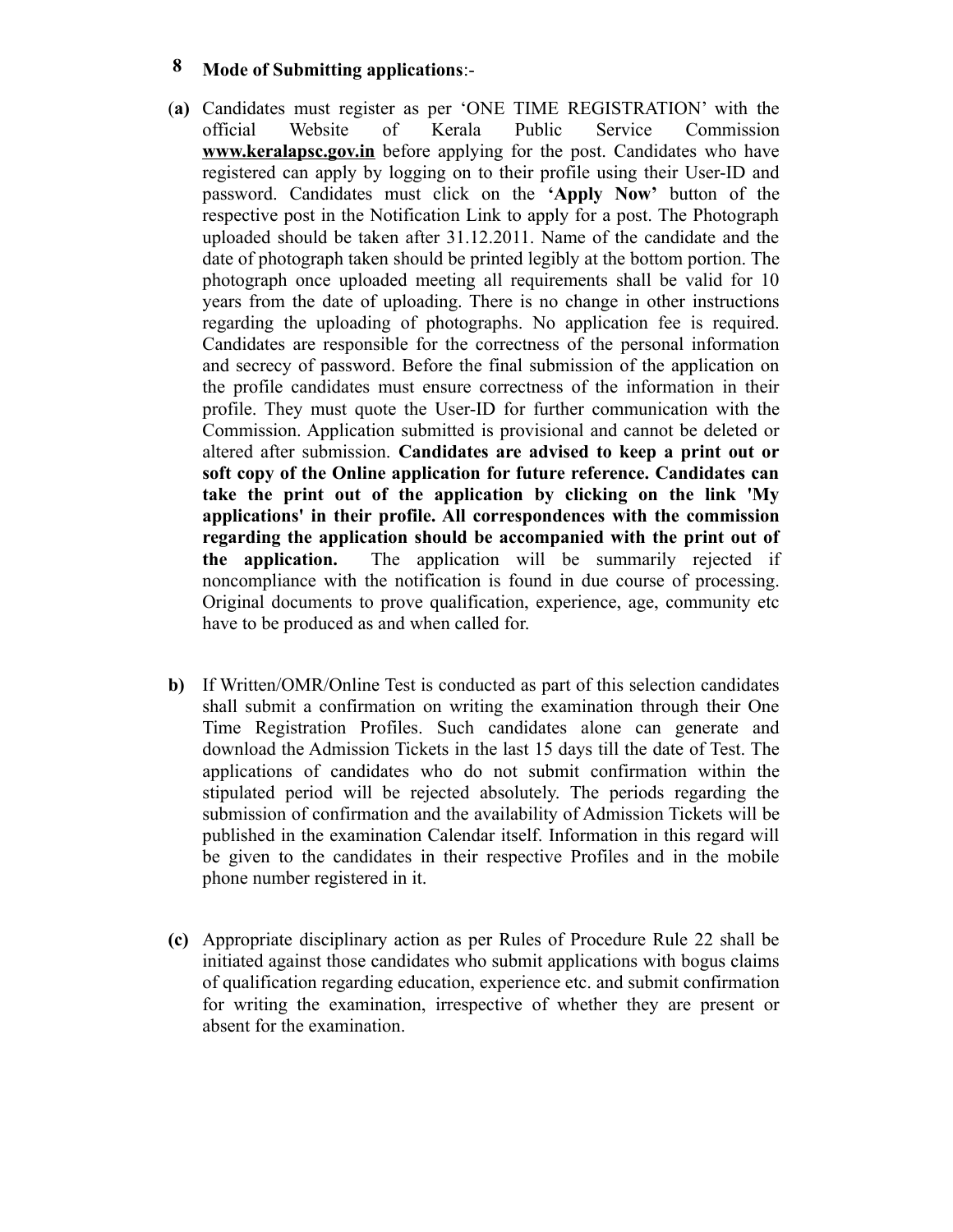**8 Mode of Submitting applications**:-

(**a**) Candidates must register as per 'ONE TIME REGISTRATION' with the official Website of Kerala Public Service Commission **www.keralapsc.gov.in** before applying for the post. Candidates who have registered can apply by logging on to their profile using their User-ID and password. Candidates must click on the **'Apply Now'** button of the respective post in the Notification Link to apply for a post. The Photograph uploaded should be taken after 31.12.2011. Name of the candidate and the date of photograph taken should be printed legibly at the bottom portion. The photograph once uploaded meeting all requirements shall be valid for 10 years from the date of uploading. There is no change in other instructions regarding the uploading of photographs. No application fee is required. Candidates are responsible for the correctness of the personal information and secrecy of password. Before the final submission of the application on the profile candidates must ensure correctness of the information in their profile. They must quote the User-ID for further communication with the Commission. Application submitted is provisional and cannot be deleted or altered after submission. **Candidates are advised to keep a print out or soft copy of the Online application for future reference. Candidates can take the print out of the application by clicking on the link 'My applications' in their profile. All correspondences with the commission regarding the application should be accompanied with the print out of the application.** The application will be summarily rejected if noncompliance with the notification is found in due course of processing. Original documents to prove qualification, experience, age, community etc have to be produced as and when called for.

**b)** If Written/OMR/Online Test is conducted as part of this selection candidates shall submit a confirmation on writing the examination through their One Time Registration Profiles. Such candidates alone can generate and download the Admission Tickets in the last 15 days till the date of Test. The applications of candidates who do not submit confirmation within the stipulated period will be rejected absolutely. The periods regarding the submission of confirmation and the availability of Admission Tickets will be published in the examination Calendar itself. Information in this regard will be given to the candidates in their respective Profiles and in the mobile phone number registered in it.

**(c)** Appropriate disciplinary action as per Rules of Procedure Rule 22 shall be initiated against those candidates who submit applications with bogus claims of qualification regarding education, experience etc. and submit confirmation for writing the examination, irrespective of whether they are present or absent for the examination.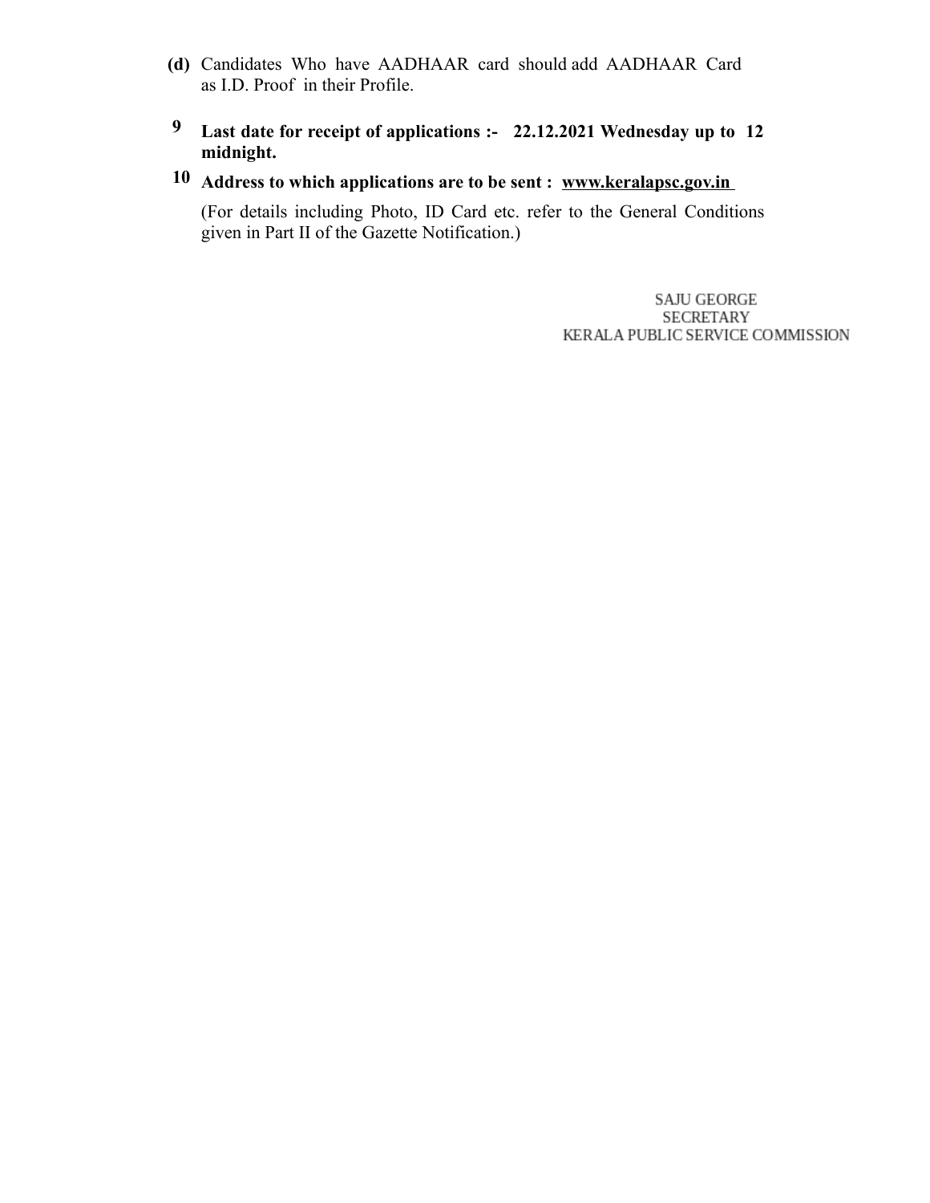**(d)** Candidates Who have AADHAAR card should add AADHAAR Card as I.D. Proof in their Profile.

**9** **Last date for receipt of applications :- 22.12.2021 Wednesday up to 12 midnight.**

**10** **Address to which applications are to be sent : www.keralapsc.gov.in**

(For details including Photo, ID Card etc. refer to the General Conditions given in Part II of the Gazette Notification.)

SAJU GEORGE
SECRETARY
KERALA PUBLIC SERVICE COMMISSION